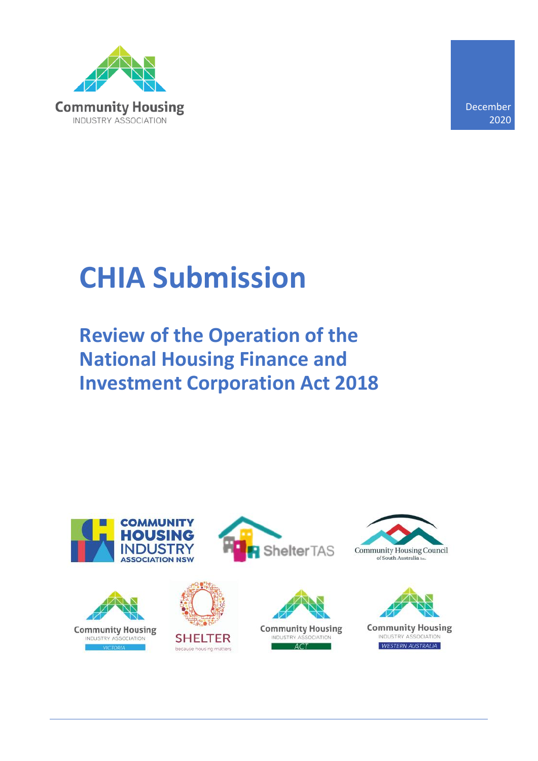Community Housing
INDUSTRY ASSOCIATION

December 2020

# CHIA Submission

## Review of the Operation of the National Housing Finance and Investment Corporation Act 2018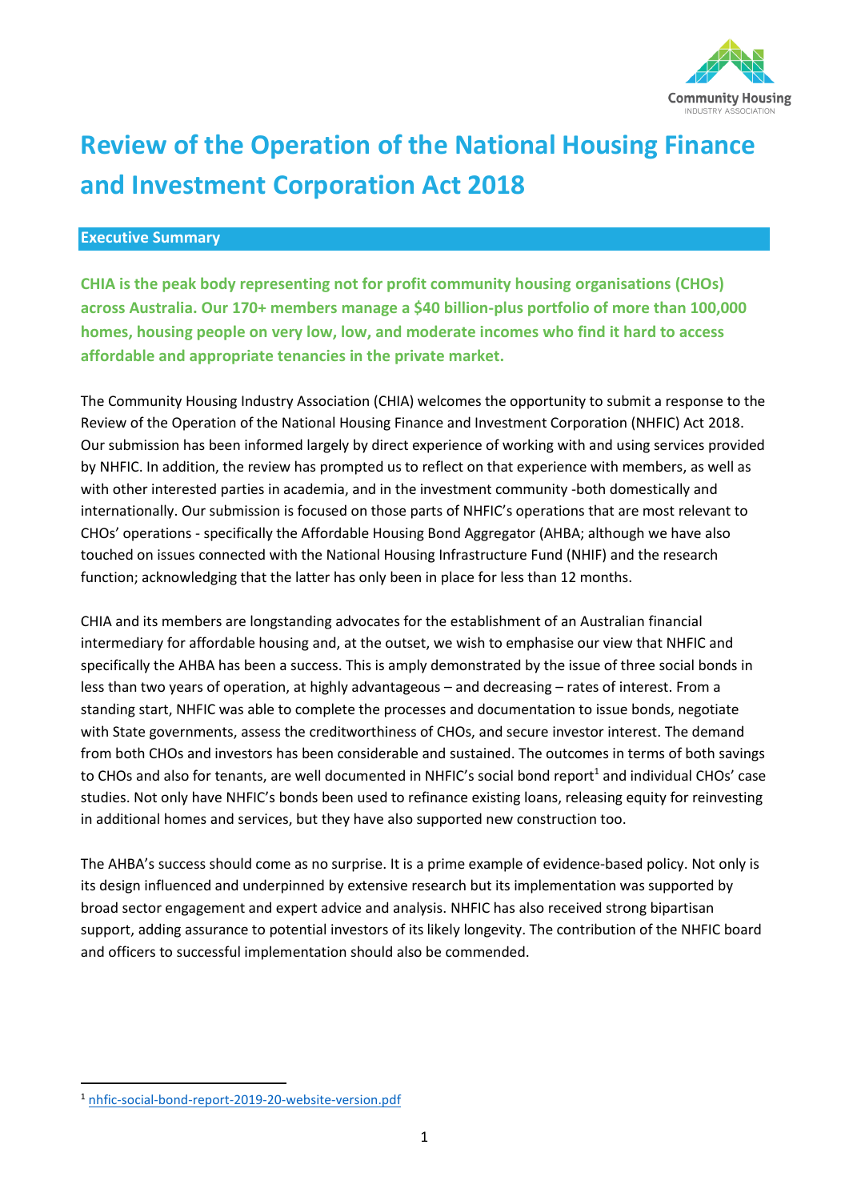# Review of the Operation of the National Housing Finance and Investment Corporation Act 2018

## Executive Summary

**CHIA is the peak body representing not for profit community housing organisations (CHOs) across Australia. Our 170+ members manage a $40 billion-plus portfolio of more than 100,000 homes, housing people on very low, low, and moderate incomes who find it hard to access affordable and appropriate tenancies in the private market.**

The Community Housing Industry Association (CHIA) welcomes the opportunity to submit a response to the Review of the Operation of the National Housing Finance and Investment Corporation (NHFIC) Act 2018. Our submission has been informed largely by direct experience of working with and using services provided by NHFIC. In addition, the review has prompted us to reflect on that experience with members, as well as with other interested parties in academia, and in the investment community -both domestically and internationally. Our submission is focused on those parts of NHFIC's operations that are most relevant to CHOs' operations - specifically the Affordable Housing Bond Aggregator (AHBA; although we have also touched on issues connected with the National Housing Infrastructure Fund (NHIF) and the research function; acknowledging that the latter has only been in place for less than 12 months.

CHIA and its members are longstanding advocates for the establishment of an Australian financial intermediary for affordable housing and, at the outset, we wish to emphasise our view that NHFIC and specifically the AHBA has been a success. This is amply demonstrated by the issue of three social bonds in less than two years of operation, at highly advantageous – and decreasing – rates of interest. From a standing start, NHFIC was able to complete the processes and documentation to issue bonds, negotiate with State governments, assess the creditworthiness of CHOs, and secure investor interest. The demand from both CHOs and investors has been considerable and sustained. The outcomes in terms of both savings to CHOs and also for tenants, are well documented in NHFIC's social bond report[1] and individual CHOs' case studies. Not only have NHFIC's bonds been used to refinance existing loans, releasing equity for reinvesting in additional homes and services, but they have also supported new construction too.

The AHBA's success should come as no surprise. It is a prime example of evidence-based policy. Not only is its design influenced and underpinned by extensive research but its implementation was supported by broad sector engagement and expert advice and analysis. NHFIC has also received strong bipartisan support, adding assurance to potential investors of its likely longevity. The contribution of the NHFIC board and officers to successful implementation should also be commended.

[1] nhfic-social-bond-report-2019-20-website-version.pdf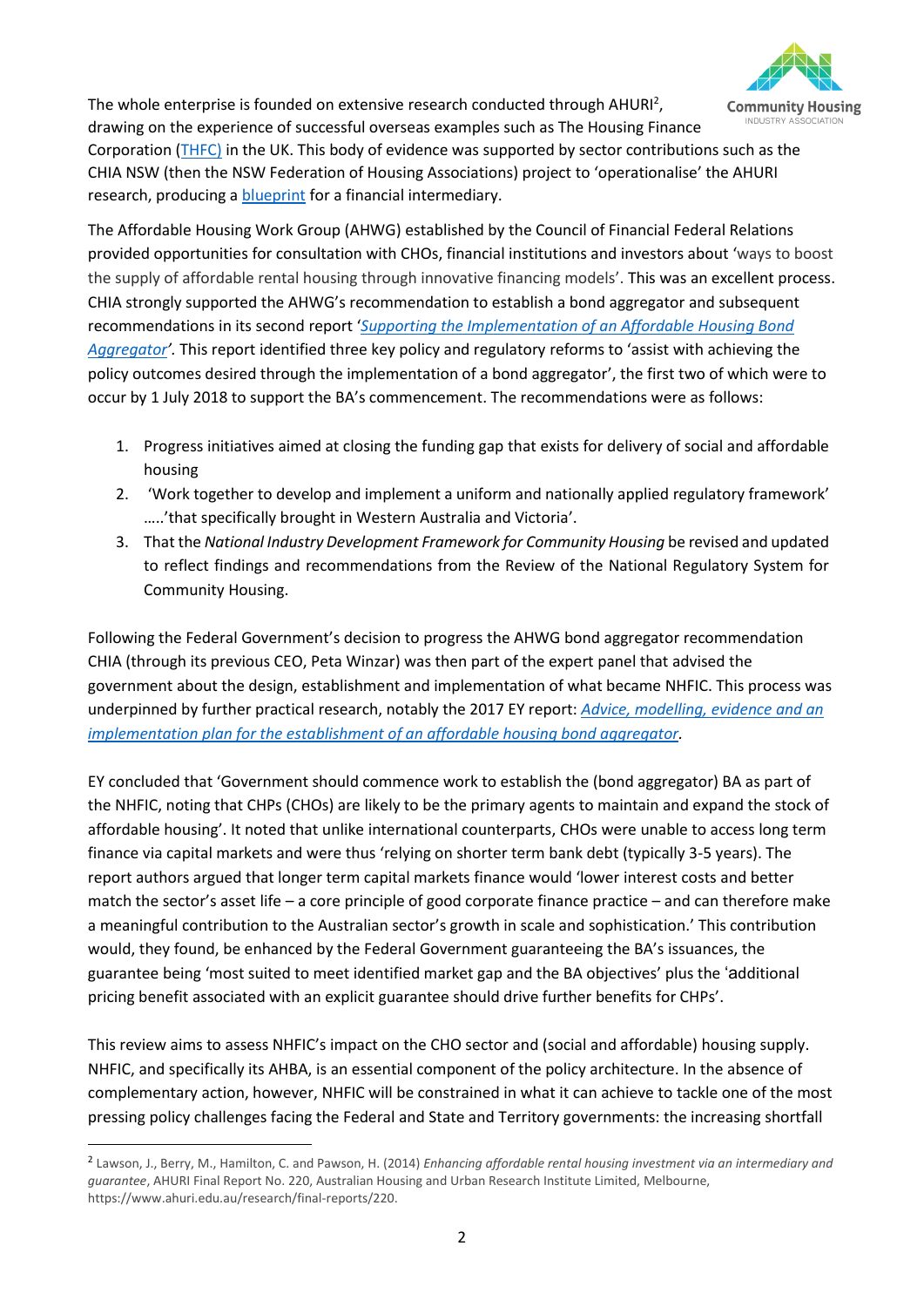The whole enterprise is founded on extensive research conducted through AHURI[2], drawing on the experience of successful overseas examples such as The Housing Finance Corporation (THFC) in the UK. This body of evidence was supported by sector contributions such as the CHIA NSW (then the NSW Federation of Housing Associations) project to 'operationalise' the AHURI research, producing a blueprint for a financial intermediary.

The Affordable Housing Work Group (AHWG) established by the Council of Financial Federal Relations provided opportunities for consultation with CHOs, financial institutions and investors about 'ways to boost the supply of affordable rental housing through innovative financing models'. This was an excellent process. CHIA strongly supported the AHWG's recommendation to establish a bond aggregator and subsequent recommendations in its second report '*Supporting the Implementation of an Affordable Housing Bond Aggregator*'. This report identified three key policy and regulatory reforms to 'assist with achieving the policy outcomes desired through the implementation of a bond aggregator', the first two of which were to occur by 1 July 2018 to support the BA's commencement. The recommendations were as follows:

1. Progress initiatives aimed at closing the funding gap that exists for delivery of social and affordable housing
2. 'Work together to develop and implement a uniform and nationally applied regulatory framework' …..'that specifically brought in Western Australia and Victoria'.
3. That the *National Industry Development Framework for Community Housing* be revised and updated to reflect findings and recommendations from the Review of the National Regulatory System for Community Housing.

Following the Federal Government's decision to progress the AHWG bond aggregator recommendation CHIA (through its previous CEO, Peta Winzar) was then part of the expert panel that advised the government about the design, establishment and implementation of what became NHFIC. This process was underpinned by further practical research, notably the 2017 EY report: *Advice, modelling, evidence and an implementation plan for the establishment of an affordable housing bond aggregator*.

EY concluded that 'Government should commence work to establish the (bond aggregator) BA as part of the NHFIC, noting that CHPs (CHOs) are likely to be the primary agents to maintain and expand the stock of affordable housing'. It noted that unlike international counterparts, CHOs were unable to access long term finance via capital markets and were thus 'relying on shorter term bank debt (typically 3-5 years). The report authors argued that longer term capital markets finance would 'lower interest costs and better match the sector's asset life – a core principle of good corporate finance practice – and can therefore make a meaningful contribution to the Australian sector's growth in scale and sophistication.' This contribution would, they found, be enhanced by the Federal Government guaranteeing the BA's issuances, the guarantee being 'most suited to meet identified market gap and the BA objectives' plus the 'additional pricing benefit associated with an explicit guarantee should drive further benefits for CHPs'.

This review aims to assess NHFIC's impact on the CHO sector and (social and affordable) housing supply. NHFIC, and specifically its AHBA, is an essential component of the policy architecture. In the absence of complementary action, however, NHFIC will be constrained in what it can achieve to tackle one of the most pressing policy challenges facing the Federal and State and Territory governments: the increasing shortfall

[2] Lawson, J., Berry, M., Hamilton, C. and Pawson, H. (2014) *Enhancing affordable rental housing investment via an intermediary and guarantee*, AHURI Final Report No. 220, Australian Housing and Urban Research Institute Limited, Melbourne, https://www.ahuri.edu.au/research/final-reports/220.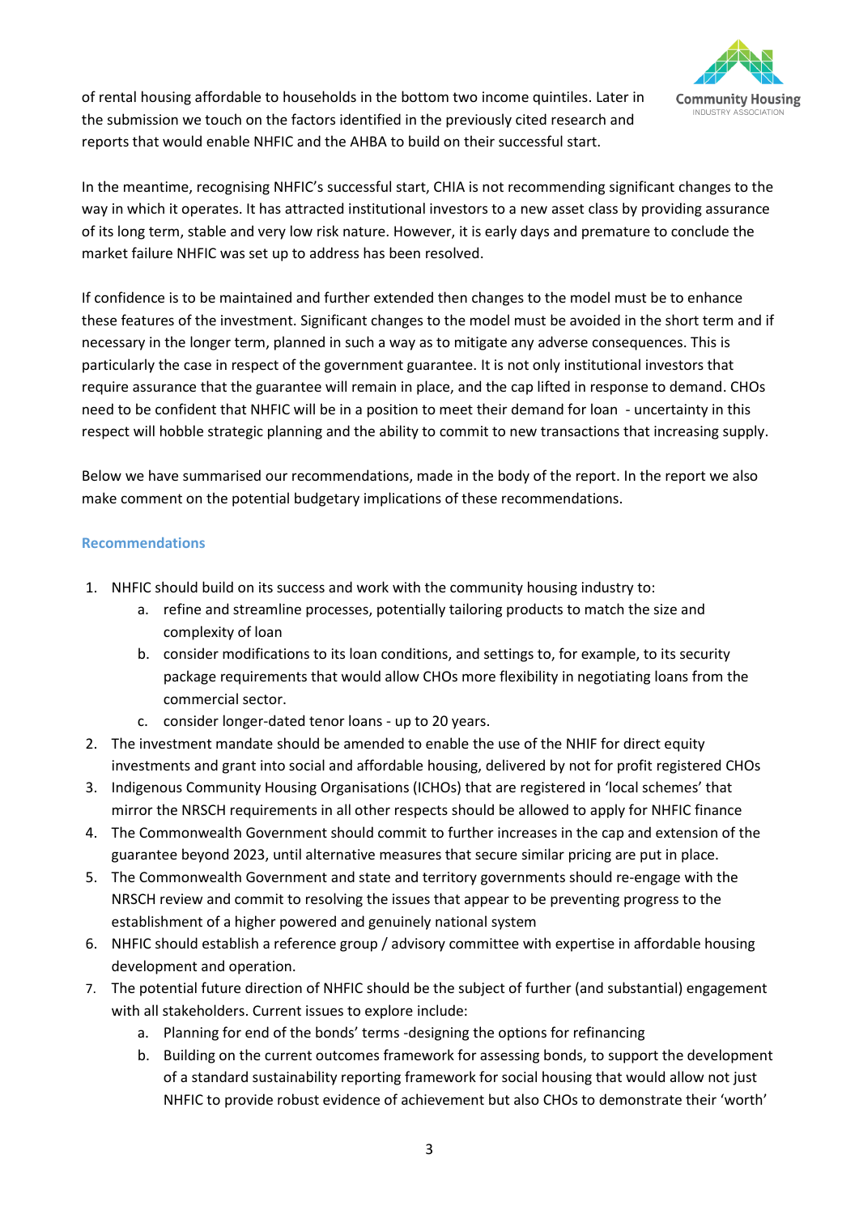of rental housing affordable to households in the bottom two income quintiles. Later in the submission we touch on the factors identified in the previously cited research and reports that would enable NHFIC and the AHBA to build on their successful start.

In the meantime, recognising NHFIC's successful start, CHIA is not recommending significant changes to the way in which it operates. It has attracted institutional investors to a new asset class by providing assurance of its long term, stable and very low risk nature. However, it is early days and premature to conclude the market failure NHFIC was set up to address has been resolved.

If confidence is to be maintained and further extended then changes to the model must be to enhance these features of the investment. Significant changes to the model must be avoided in the short term and if necessary in the longer term, planned in such a way as to mitigate any adverse consequences. This is particularly the case in respect of the government guarantee. It is not only institutional investors that require assurance that the guarantee will remain in place, and the cap lifted in response to demand. CHOs need to be confident that NHFIC will be in a position to meet their demand for loan - uncertainty in this respect will hobble strategic planning and the ability to commit to new transactions that increasing supply.

Below we have summarised our recommendations, made in the body of the report. In the report we also make comment on the potential budgetary implications of these recommendations.

### Recommendations

1. NHFIC should build on its success and work with the community housing industry to:
   a. refine and streamline processes, potentially tailoring products to match the size and complexity of loan
   b. consider modifications to its loan conditions, and settings to, for example, to its security package requirements that would allow CHOs more flexibility in negotiating loans from the commercial sector.
   c. consider longer-dated tenor loans - up to 20 years.
2. The investment mandate should be amended to enable the use of the NHIF for direct equity investments and grant into social and affordable housing, delivered by not for profit registered CHOs
3. Indigenous Community Housing Organisations (ICHOs) that are registered in 'local schemes' that mirror the NRSCH requirements in all other respects should be allowed to apply for NHFIC finance
4. The Commonwealth Government should commit to further increases in the cap and extension of the guarantee beyond 2023, until alternative measures that secure similar pricing are put in place.
5. The Commonwealth Government and state and territory governments should re-engage with the NRSCH review and commit to resolving the issues that appear to be preventing progress to the establishment of a higher powered and genuinely national system
6. NHFIC should establish a reference group / advisory committee with expertise in affordable housing development and operation.
7. The potential future direction of NHFIC should be the subject of further (and substantial) engagement with all stakeholders. Current issues to explore include:
   a. Planning for end of the bonds' terms -designing the options for refinancing
   b. Building on the current outcomes framework for assessing bonds, to support the development of a standard sustainability reporting framework for social housing that would allow not just NHFIC to provide robust evidence of achievement but also CHOs to demonstrate their 'worth'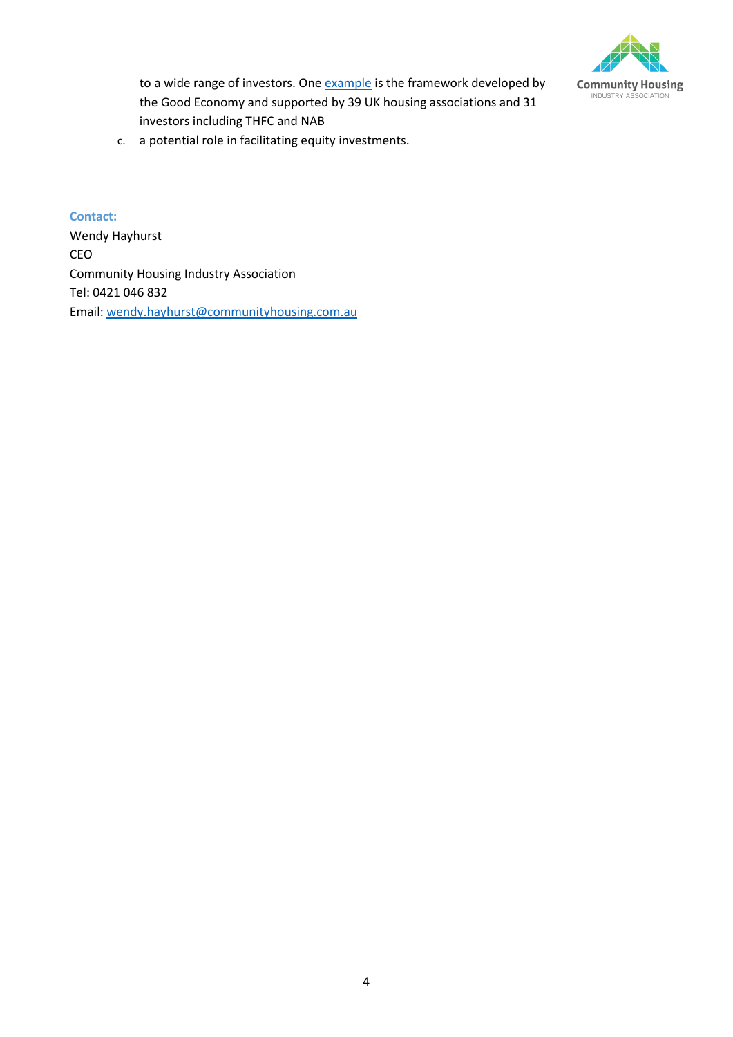to a wide range of investors. One [example](#) is the framework developed by the Good Economy and supported by 39 UK housing associations and 31 investors including THFC and NAB

c. a potential role in facilitating equity investments.

**Contact:**

Wendy Hayhurst
CEO
Community Housing Industry Association
Tel: 0421 046 832
Email: [wendy.hayhurst@communityhousing.com.au](mailto:wendy.hayhurst@communityhousing.com.au)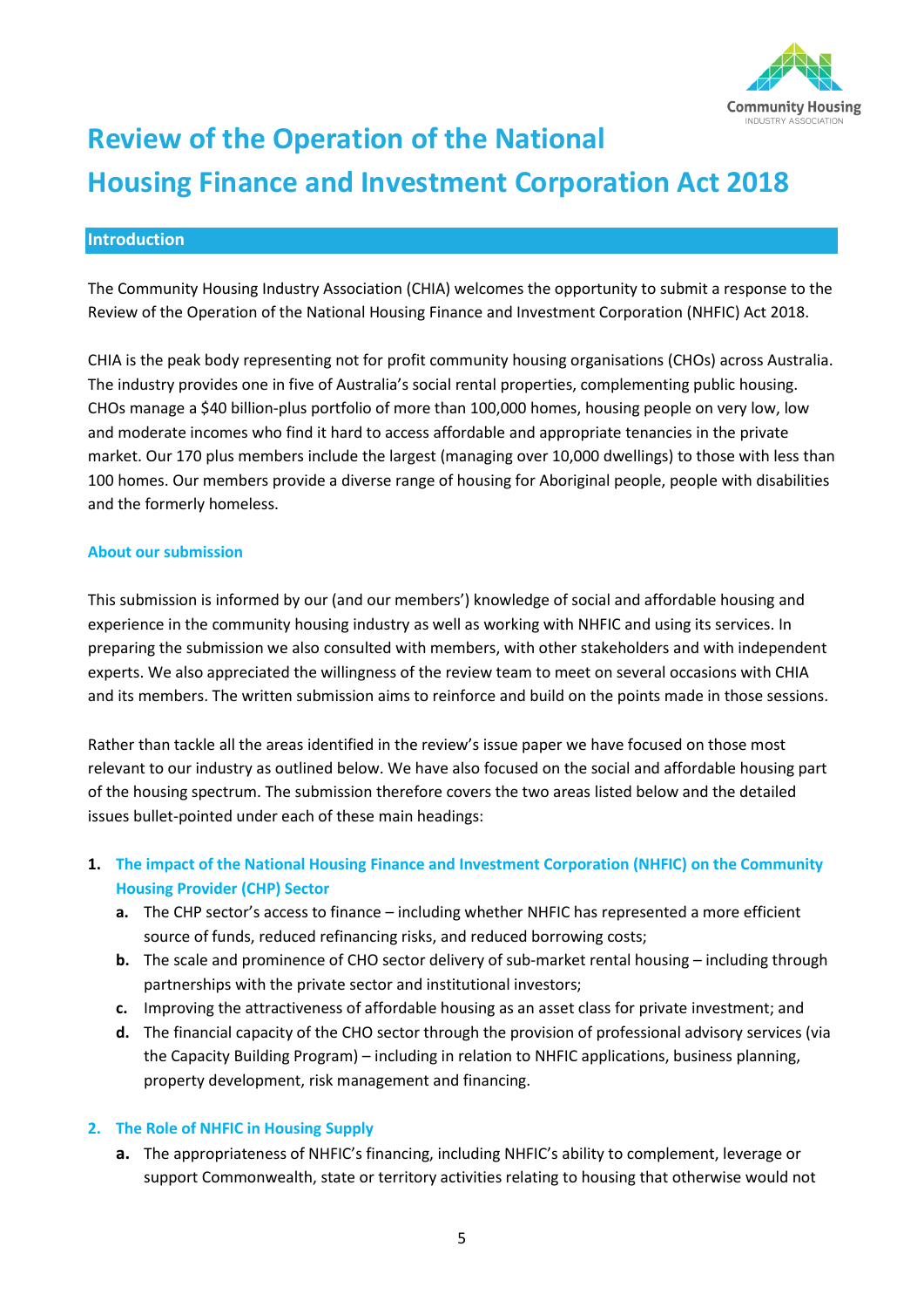# Review of the Operation of the National Housing Finance and Investment Corporation Act 2018

## Introduction

The Community Housing Industry Association (CHIA) welcomes the opportunity to submit a response to the Review of the Operation of the National Housing Finance and Investment Corporation (NHFIC) Act 2018.

CHIA is the peak body representing not for profit community housing organisations (CHOs) across Australia. The industry provides one in five of Australia's social rental properties, complementing public housing. CHOs manage a $40 billion-plus portfolio of more than 100,000 homes, housing people on very low, low and moderate incomes who find it hard to access affordable and appropriate tenancies in the private market. Our 170 plus members include the largest (managing over 10,000 dwellings) to those with less than 100 homes. Our members provide a diverse range of housing for Aboriginal people, people with disabilities and the formerly homeless.

### About our submission

This submission is informed by our (and our members') knowledge of social and affordable housing and experience in the community housing industry as well as working with NHFIC and using its services. In preparing the submission we also consulted with members, with other stakeholders and with independent experts. We also appreciated the willingness of the review team to meet on several occasions with CHIA and its members. The written submission aims to reinforce and build on the points made in those sessions.

Rather than tackle all the areas identified in the review's issue paper we have focused on those most relevant to our industry as outlined below. We have also focused on the social and affordable housing part of the housing spectrum. The submission therefore covers the two areas listed below and the detailed issues bullet-pointed under each of these main headings:

1. **The impact of the National Housing Finance and Investment Corporation (NHFIC) on the Community Housing Provider (CHP) Sector**
   a. The CHP sector's access to finance – including whether NHFIC has represented a more efficient source of funds, reduced refinancing risks, and reduced borrowing costs;
   b. The scale and prominence of CHO sector delivery of sub-market rental housing – including through partnerships with the private sector and institutional investors;
   c. Improving the attractiveness of affordable housing as an asset class for private investment; and
   d. The financial capacity of the CHO sector through the provision of professional advisory services (via the Capacity Building Program) – including in relation to NHFIC applications, business planning, property development, risk management and financing.

2. **The Role of NHFIC in Housing Supply**
   a. The appropriateness of NHFIC's financing, including NHFIC's ability to complement, leverage or support Commonwealth, state or territory activities relating to housing that otherwise would not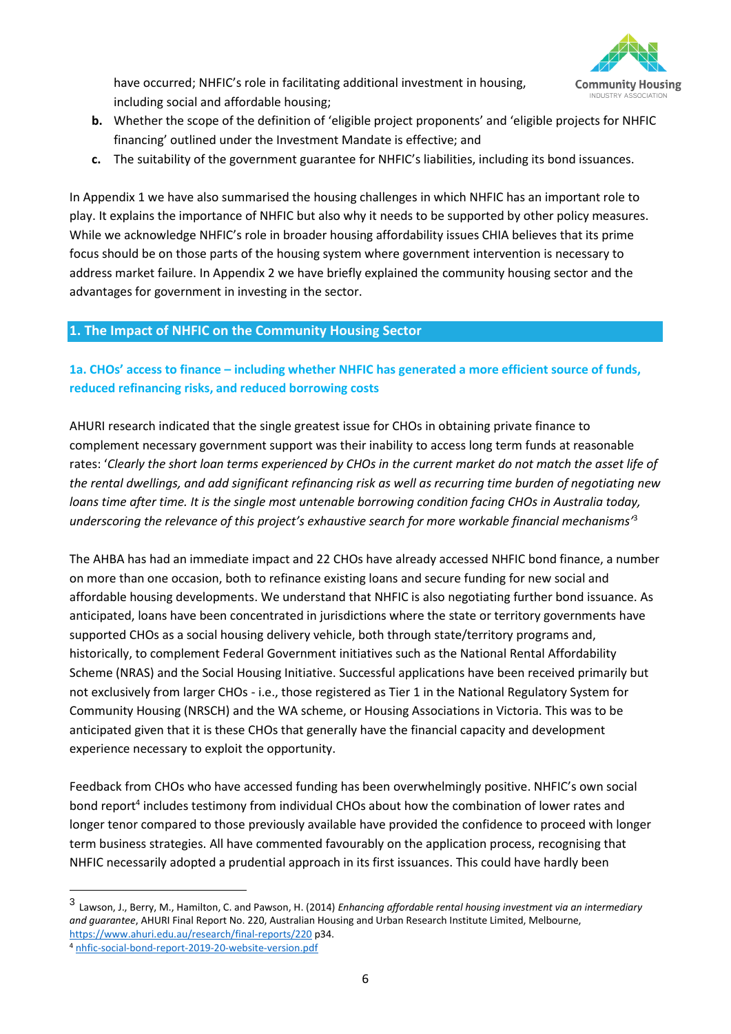have occurred; NHFIC's role in facilitating additional investment in housing, including social and affordable housing;

**b.** Whether the scope of the definition of 'eligible project proponents' and 'eligible projects for NHFIC financing' outlined under the Investment Mandate is effective; and

**c.** The suitability of the government guarantee for NHFIC's liabilities, including its bond issuances.

In Appendix 1 we have also summarised the housing challenges in which NHFIC has an important role to play. It explains the importance of NHFIC but also why it needs to be supported by other policy measures. While we acknowledge NHFIC's role in broader housing affordability issues CHIA believes that its prime focus should be on those parts of the housing system where government intervention is necessary to address market failure. In Appendix 2 we have briefly explained the community housing sector and the advantages for government in investing in the sector.

## 1. The Impact of NHFIC on the Community Housing Sector

### 1a. CHOs' access to finance – including whether NHFIC has generated a more efficient source of funds, reduced refinancing risks, and reduced borrowing costs

AHURI research indicated that the single greatest issue for CHOs in obtaining private finance to complement necessary government support was their inability to access long term funds at reasonable rates: '*Clearly the short loan terms experienced by CHOs in the current market do not match the asset life of the rental dwellings, and add significant refinancing risk as well as recurring time burden of negotiating new loans time after time. It is the single most untenable borrowing condition facing CHOs in Australia today, underscoring the relevance of this project's exhaustive search for more workable financial mechanisms*'[3]

The AHBA has had an immediate impact and 22 CHOs have already accessed NHFIC bond finance, a number on more than one occasion, both to refinance existing loans and secure funding for new social and affordable housing developments. We understand that NHFIC is also negotiating further bond issuance. As anticipated, loans have been concentrated in jurisdictions where the state or territory governments have supported CHOs as a social housing delivery vehicle, both through state/territory programs and, historically, to complement Federal Government initiatives such as the National Rental Affordability Scheme (NRAS) and the Social Housing Initiative. Successful applications have been received primarily but not exclusively from larger CHOs - i.e., those registered as Tier 1 in the National Regulatory System for Community Housing (NRSCH) and the WA scheme, or Housing Associations in Victoria. This was to be anticipated given that it is these CHOs that generally have the financial capacity and development experience necessary to exploit the opportunity.

Feedback from CHOs who have accessed funding has been overwhelmingly positive. NHFIC's own social bond report[4] includes testimony from individual CHOs about how the combination of lower rates and longer tenor compared to those previously available have provided the confidence to proceed with longer term business strategies. All have commented favourably on the application process, recognising that NHFIC necessarily adopted a prudential approach in its first issuances. This could have hardly been

---

[3] Lawson, J., Berry, M., Hamilton, C. and Pawson, H. (2014) *Enhancing affordable rental housing investment via an intermediary and guarantee*, AHURI Final Report No. 220, Australian Housing and Urban Research Institute Limited, Melbourne, https://www.ahuri.edu.au/research/final-reports/220 p34.

[4] nhfic-social-bond-report-2019-20-website-version.pdf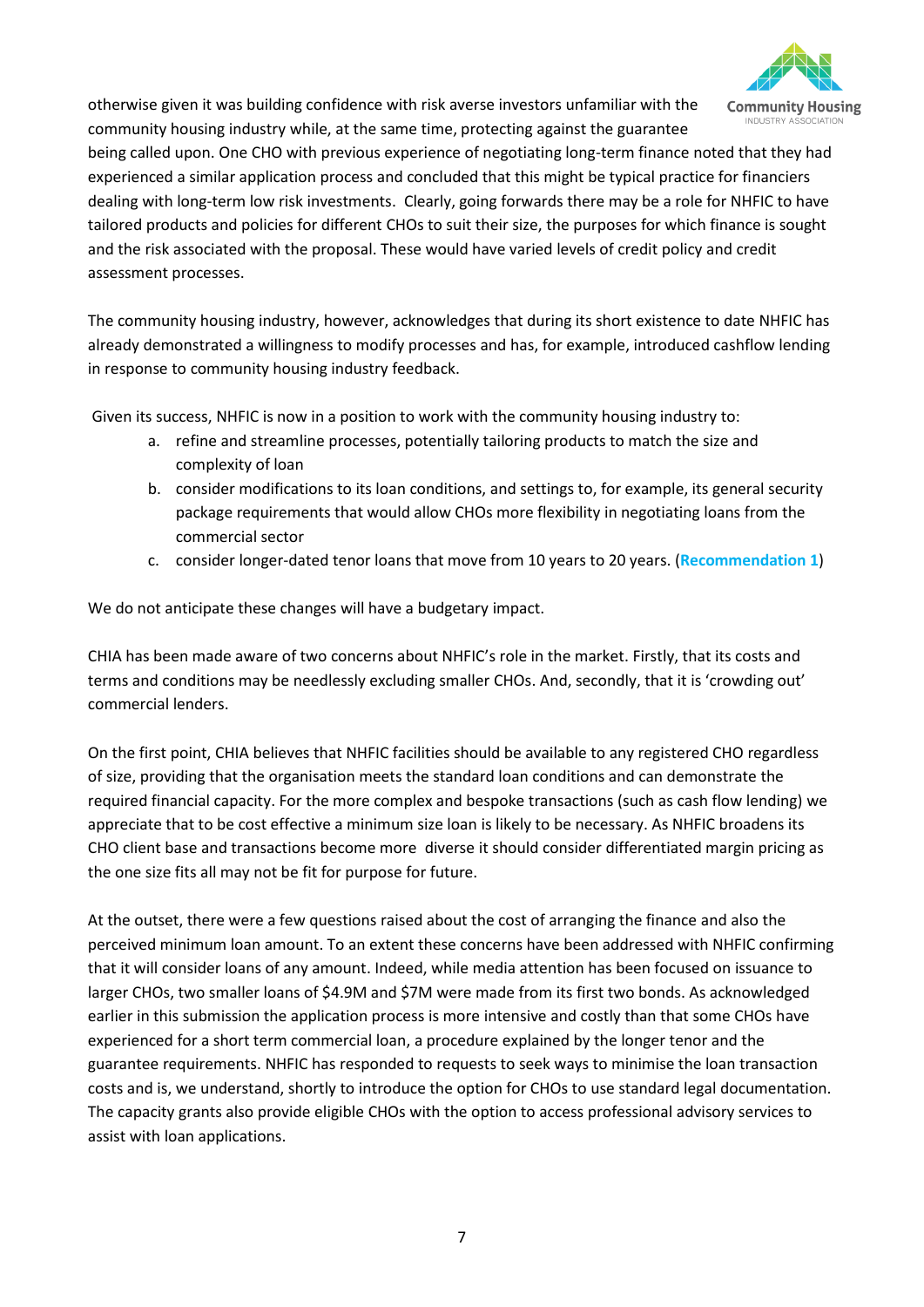otherwise given it was building confidence with risk averse investors unfamiliar with the community housing industry while, at the same time, protecting against the guarantee being called upon. One CHO with previous experience of negotiating long-term finance noted that they had experienced a similar application process and concluded that this might be typical practice for financiers dealing with long-term low risk investments. Clearly, going forwards there may be a role for NHFIC to have tailored products and policies for different CHOs to suit their size, the purposes for which finance is sought and the risk associated with the proposal. These would have varied levels of credit policy and credit assessment processes.

The community housing industry, however, acknowledges that during its short existence to date NHFIC has already demonstrated a willingness to modify processes and has, for example, introduced cashflow lending in response to community housing industry feedback.

Given its success, NHFIC is now in a position to work with the community housing industry to:

a. refine and streamline processes, potentially tailoring products to match the size and complexity of loan
b. consider modifications to its loan conditions, and settings to, for example, its general security package requirements that would allow CHOs more flexibility in negotiating loans from the commercial sector
c. consider longer-dated tenor loans that move from 10 years to 20 years. (**Recommendation 1**)

We do not anticipate these changes will have a budgetary impact.

CHIA has been made aware of two concerns about NHFIC's role in the market. Firstly, that its costs and terms and conditions may be needlessly excluding smaller CHOs. And, secondly, that it is 'crowding out' commercial lenders.

On the first point, CHIA believes that NHFIC facilities should be available to any registered CHO regardless of size, providing that the organisation meets the standard loan conditions and can demonstrate the required financial capacity. For the more complex and bespoke transactions (such as cash flow lending) we appreciate that to be cost effective a minimum size loan is likely to be necessary. As NHFIC broadens its CHO client base and transactions become more diverse it should consider differentiated margin pricing as the one size fits all may not be fit for purpose for future.

At the outset, there were a few questions raised about the cost of arranging the finance and also the perceived minimum loan amount. To an extent these concerns have been addressed with NHFIC confirming that it will consider loans of any amount. Indeed, while media attention has been focused on issuance to larger CHOs, two smaller loans of $4.9M and $7M were made from its first two bonds. As acknowledged earlier in this submission the application process is more intensive and costly than that some CHOs have experienced for a short term commercial loan, a procedure explained by the longer tenor and the guarantee requirements. NHFIC has responded to requests to seek ways to minimise the loan transaction costs and is, we understand, shortly to introduce the option for CHOs to use standard legal documentation. The capacity grants also provide eligible CHOs with the option to access professional advisory services to assist with loan applications.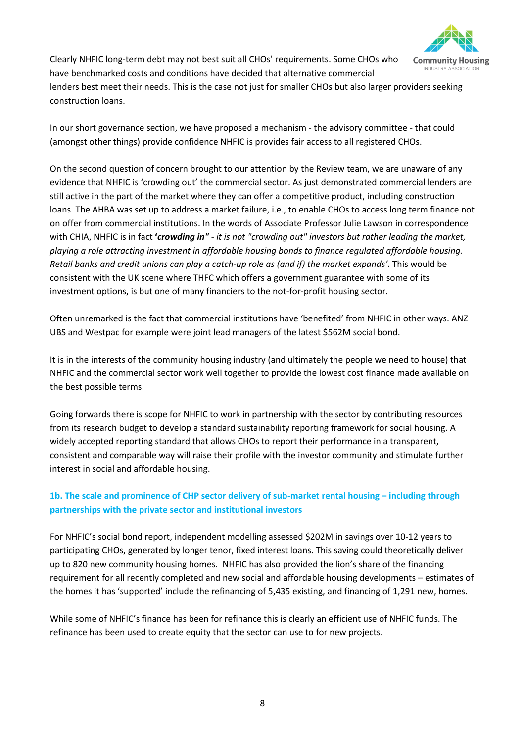Clearly NHFIC long-term debt may not best suit all CHOs' requirements. Some CHOs who have benchmarked costs and conditions have decided that alternative commercial lenders best meet their needs. This is the case not just for smaller CHOs but also larger providers seeking construction loans.

In our short governance section, we have proposed a mechanism - the advisory committee - that could (amongst other things) provide confidence NHFIC is provides fair access to all registered CHOs.

On the second question of concern brought to our attention by the Review team, we are unaware of any evidence that NHFIC is 'crowding out' the commercial sector. As just demonstrated commercial lenders are still active in the part of the market where they can offer a competitive product, including construction loans. The AHBA was set up to address a market failure, i.e., to enable CHOs to access long term finance not on offer from commercial institutions. In the words of Associate Professor Julie Lawson in correspondence with CHIA, NHFIC is in fact ***'crowding in"*** *- it is not "crowding out" investors but rather leading the market, playing a role attracting investment in affordable housing bonds to finance regulated affordable housing. Retail banks and credit unions can play a catch-up role as (and if) the market expands'*. This would be consistent with the UK scene where THFC which offers a government guarantee with some of its investment options, is but one of many financiers to the not-for-profit housing sector.

Often unremarked is the fact that commercial institutions have 'benefited' from NHFIC in other ways. ANZ UBS and Westpac for example were joint lead managers of the latest \$562M social bond.

It is in the interests of the community housing industry (and ultimately the people we need to house) that NHFIC and the commercial sector work well together to provide the lowest cost finance made available on the best possible terms.

Going forwards there is scope for NHFIC to work in partnership with the sector by contributing resources from its research budget to develop a standard sustainability reporting framework for social housing. A widely accepted reporting standard that allows CHOs to report their performance in a transparent, consistent and comparable way will raise their profile with the investor community and stimulate further interest in social and affordable housing.

### 1b. The scale and prominence of CHP sector delivery of sub-market rental housing – including through partnerships with the private sector and institutional investors

For NHFIC's social bond report, independent modelling assessed \$202M in savings over 10-12 years to participating CHOs, generated by longer tenor, fixed interest loans. This saving could theoretically deliver up to 820 new community housing homes. NHFIC has also provided the lion's share of the financing requirement for all recently completed and new social and affordable housing developments – estimates of the homes it has 'supported' include the refinancing of 5,435 existing, and financing of 1,291 new, homes.

While some of NHFIC's finance has been for refinance this is clearly an efficient use of NHFIC funds. The refinance has been used to create equity that the sector can use to for new projects.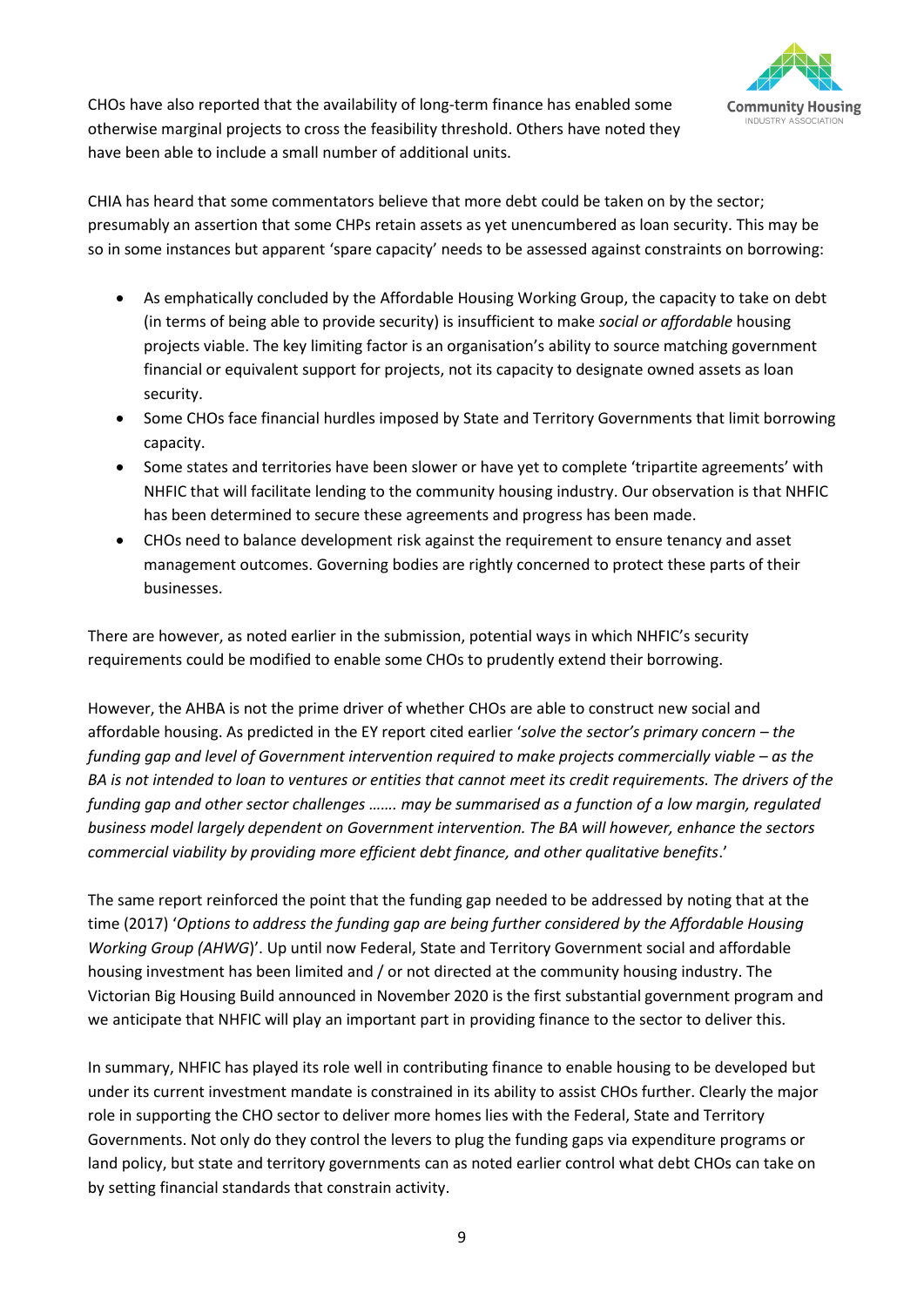CHOs have also reported that the availability of long-term finance has enabled some otherwise marginal projects to cross the feasibility threshold. Others have noted they have been able to include a small number of additional units.

CHIA has heard that some commentators believe that more debt could be taken on by the sector; presumably an assertion that some CHPs retain assets as yet unencumbered as loan security. This may be so in some instances but apparent 'spare capacity' needs to be assessed against constraints on borrowing:

- As emphatically concluded by the Affordable Housing Working Group, the capacity to take on debt (in terms of being able to provide security) is insufficient to make *social or affordable* housing projects viable. The key limiting factor is an organisation's ability to source matching government financial or equivalent support for projects, not its capacity to designate owned assets as loan security.
- Some CHOs face financial hurdles imposed by State and Territory Governments that limit borrowing capacity.
- Some states and territories have been slower or have yet to complete 'tripartite agreements' with NHFIC that will facilitate lending to the community housing industry. Our observation is that NHFIC has been determined to secure these agreements and progress has been made.
- CHOs need to balance development risk against the requirement to ensure tenancy and asset management outcomes. Governing bodies are rightly concerned to protect these parts of their businesses.

There are however, as noted earlier in the submission, potential ways in which NHFIC's security requirements could be modified to enable some CHOs to prudently extend their borrowing.

However, the AHBA is not the prime driver of whether CHOs are able to construct new social and affordable housing. As predicted in the EY report cited earlier '*solve the sector's primary concern – the funding gap and level of Government intervention required to make projects commercially viable – as the BA is not intended to loan to ventures or entities that cannot meet its credit requirements. The drivers of the funding gap and other sector challenges ……. may be summarised as a function of a low margin, regulated business model largely dependent on Government intervention. The BA will however, enhance the sectors commercial viability by providing more efficient debt finance, and other qualitative benefits*.'

The same report reinforced the point that the funding gap needed to be addressed by noting that at the time (2017) '*Options to address the funding gap are being further considered by the Affordable Housing Working Group (AHWG*)'. Up until now Federal, State and Territory Government social and affordable housing investment has been limited and / or not directed at the community housing industry. The Victorian Big Housing Build announced in November 2020 is the first substantial government program and we anticipate that NHFIC will play an important part in providing finance to the sector to deliver this.

In summary, NHFIC has played its role well in contributing finance to enable housing to be developed but under its current investment mandate is constrained in its ability to assist CHOs further. Clearly the major role in supporting the CHO sector to deliver more homes lies with the Federal, State and Territory Governments. Not only do they control the levers to plug the funding gaps via expenditure programs or land policy, but state and territory governments can as noted earlier control what debt CHOs can take on by setting financial standards that constrain activity.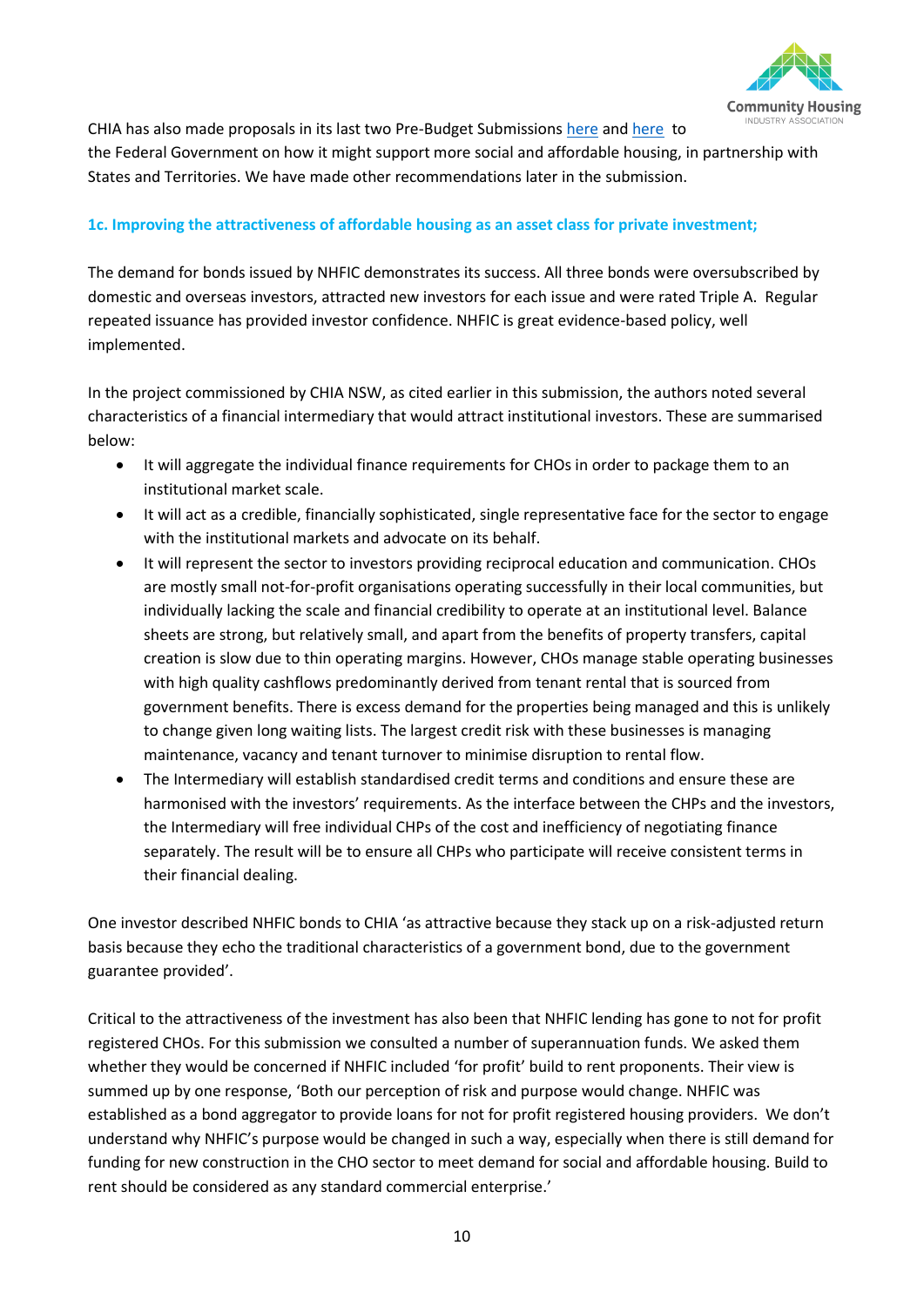CHIA has also made proposals in its last two Pre-Budget Submissions here and here to the Federal Government on how it might support more social and affordable housing, in partnership with States and Territories. We have made other recommendations later in the submission.

### 1c. Improving the attractiveness of affordable housing as an asset class for private investment;

The demand for bonds issued by NHFIC demonstrates its success. All three bonds were oversubscribed by domestic and overseas investors, attracted new investors for each issue and were rated Triple A. Regular repeated issuance has provided investor confidence. NHFIC is great evidence-based policy, well implemented.

In the project commissioned by CHIA NSW, as cited earlier in this submission, the authors noted several characteristics of a financial intermediary that would attract institutional investors. These are summarised below:

- It will aggregate the individual finance requirements for CHOs in order to package them to an institutional market scale.
- It will act as a credible, financially sophisticated, single representative face for the sector to engage with the institutional markets and advocate on its behalf.
- It will represent the sector to investors providing reciprocal education and communication. CHOs are mostly small not-for-profit organisations operating successfully in their local communities, but individually lacking the scale and financial credibility to operate at an institutional level. Balance sheets are strong, but relatively small, and apart from the benefits of property transfers, capital creation is slow due to thin operating margins. However, CHOs manage stable operating businesses with high quality cashflows predominantly derived from tenant rental that is sourced from government benefits. There is excess demand for the properties being managed and this is unlikely to change given long waiting lists. The largest credit risk with these businesses is managing maintenance, vacancy and tenant turnover to minimise disruption to rental flow.
- The Intermediary will establish standardised credit terms and conditions and ensure these are harmonised with the investors' requirements. As the interface between the CHPs and the investors, the Intermediary will free individual CHPs of the cost and inefficiency of negotiating finance separately. The result will be to ensure all CHPs who participate will receive consistent terms in their financial dealing.

One investor described NHFIC bonds to CHIA 'as attractive because they stack up on a risk-adjusted return basis because they echo the traditional characteristics of a government bond, due to the government guarantee provided'.

Critical to the attractiveness of the investment has also been that NHFIC lending has gone to not for profit registered CHOs. For this submission we consulted a number of superannuation funds. We asked them whether they would be concerned if NHFIC included 'for profit' build to rent proponents. Their view is summed up by one response, 'Both our perception of risk and purpose would change. NHFIC was established as a bond aggregator to provide loans for not for profit registered housing providers. We don't understand why NHFIC's purpose would be changed in such a way, especially when there is still demand for funding for new construction in the CHO sector to meet demand for social and affordable housing. Build to rent should be considered as any standard commercial enterprise.'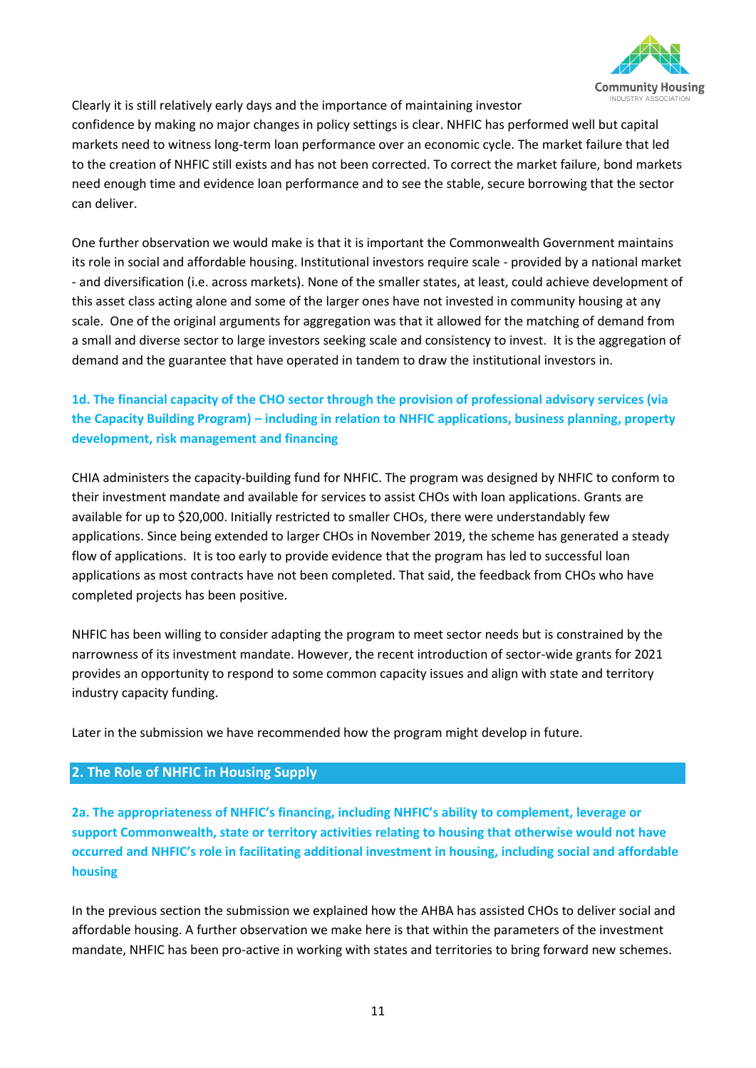Clearly it is still relatively early days and the importance of maintaining investor confidence by making no major changes in policy settings is clear. NHFIC has performed well but capital markets need to witness long-term loan performance over an economic cycle. The market failure that led to the creation of NHFIC still exists and has not been corrected. To correct the market failure, bond markets need enough time and evidence loan performance and to see the stable, secure borrowing that the sector can deliver.

One further observation we would make is that it is important the Commonwealth Government maintains its role in social and affordable housing. Institutional investors require scale - provided by a national market - and diversification (i.e. across markets). None of the smaller states, at least, could achieve development of this asset class acting alone and some of the larger ones have not invested in community housing at any scale. One of the original arguments for aggregation was that it allowed for the matching of demand from a small and diverse sector to large investors seeking scale and consistency to invest. It is the aggregation of demand and the guarantee that have operated in tandem to draw the institutional investors in.

### 1d. The financial capacity of the CHO sector through the provision of professional advisory services (via the Capacity Building Program) – including in relation to NHFIC applications, business planning, property development, risk management and financing

CHIA administers the capacity-building fund for NHFIC. The program was designed by NHFIC to conform to their investment mandate and available for services to assist CHOs with loan applications. Grants are available for up to $20,000. Initially restricted to smaller CHOs, there were understandably few applications. Since being extended to larger CHOs in November 2019, the scheme has generated a steady flow of applications. It is too early to provide evidence that the program has led to successful loan applications as most contracts have not been completed. That said, the feedback from CHOs who have completed projects has been positive.

NHFIC has been willing to consider adapting the program to meet sector needs but is constrained by the narrowness of its investment mandate. However, the recent introduction of sector-wide grants for 2021 provides an opportunity to respond to some common capacity issues and align with state and territory industry capacity funding.

Later in the submission we have recommended how the program might develop in future.

## 2. The Role of NHFIC in Housing Supply

### 2a. The appropriateness of NHFIC's financing, including NHFIC's ability to complement, leverage or support Commonwealth, state or territory activities relating to housing that otherwise would not have occurred and NHFIC's role in facilitating additional investment in housing, including social and affordable housing

In the previous section the submission we explained how the AHBA has assisted CHOs to deliver social and affordable housing. A further observation we make here is that within the parameters of the investment mandate, NHFIC has been pro-active in working with states and territories to bring forward new schemes.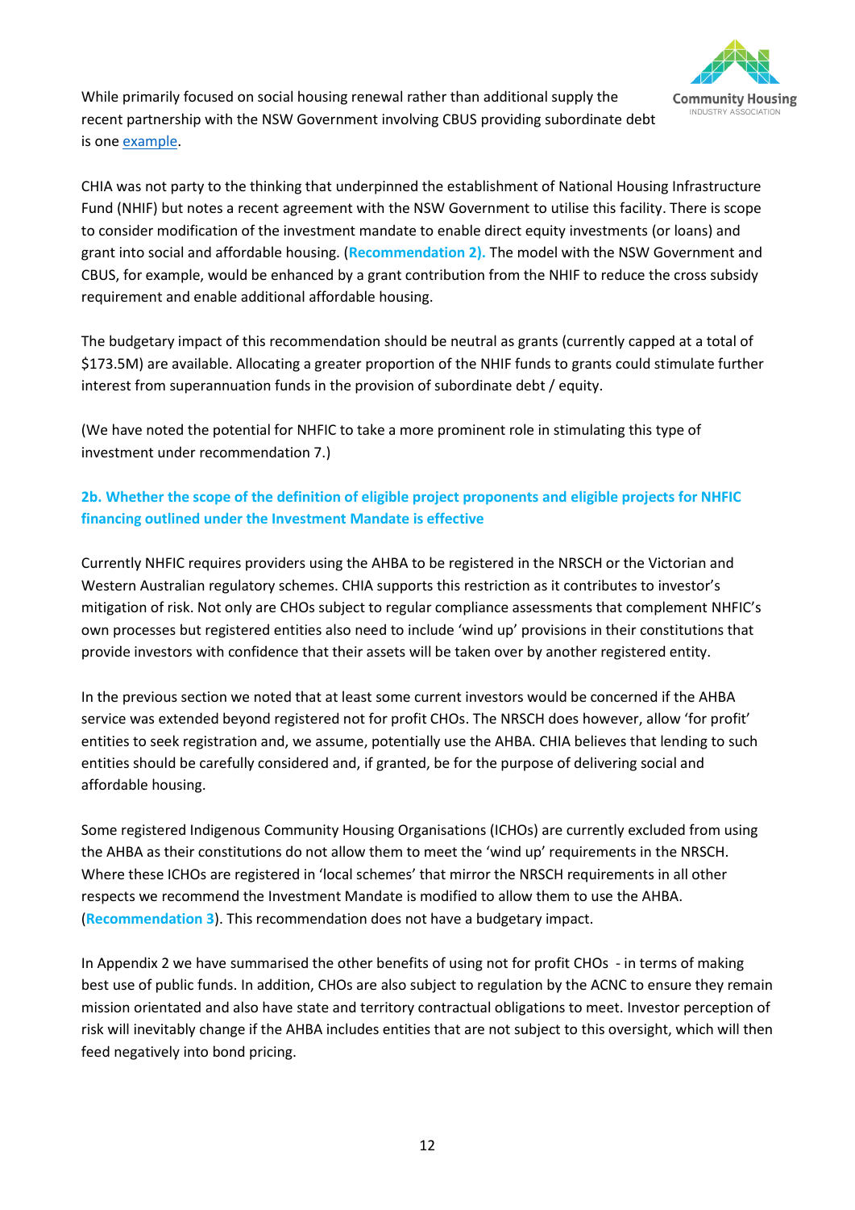While primarily focused on social housing renewal rather than additional supply the recent partnership with the NSW Government involving CBUS providing subordinate debt is one example.

CHIA was not party to the thinking that underpinned the establishment of National Housing Infrastructure Fund (NHIF) but notes a recent agreement with the NSW Government to utilise this facility. There is scope to consider modification of the investment mandate to enable direct equity investments (or loans) and grant into social and affordable housing. (**Recommendation 2).** The model with the NSW Government and CBUS, for example, would be enhanced by a grant contribution from the NHIF to reduce the cross subsidy requirement and enable additional affordable housing.

The budgetary impact of this recommendation should be neutral as grants (currently capped at a total of $173.5M) are available. Allocating a greater proportion of the NHIF funds to grants could stimulate further interest from superannuation funds in the provision of subordinate debt / equity.

(We have noted the potential for NHFIC to take a more prominent role in stimulating this type of investment under recommendation 7.)

### 2b. Whether the scope of the definition of eligible project proponents and eligible projects for NHFIC financing outlined under the Investment Mandate is effective

Currently NHFIC requires providers using the AHBA to be registered in the NRSCH or the Victorian and Western Australian regulatory schemes. CHIA supports this restriction as it contributes to investor's mitigation of risk. Not only are CHOs subject to regular compliance assessments that complement NHFIC's own processes but registered entities also need to include 'wind up' provisions in their constitutions that provide investors with confidence that their assets will be taken over by another registered entity.

In the previous section we noted that at least some current investors would be concerned if the AHBA service was extended beyond registered not for profit CHOs. The NRSCH does however, allow 'for profit' entities to seek registration and, we assume, potentially use the AHBA. CHIA believes that lending to such entities should be carefully considered and, if granted, be for the purpose of delivering social and affordable housing.

Some registered Indigenous Community Housing Organisations (ICHOs) are currently excluded from using the AHBA as their constitutions do not allow them to meet the 'wind up' requirements in the NRSCH. Where these ICHOs are registered in 'local schemes' that mirror the NRSCH requirements in all other respects we recommend the Investment Mandate is modified to allow them to use the AHBA. (**Recommendation 3**). This recommendation does not have a budgetary impact.

In Appendix 2 we have summarised the other benefits of using not for profit CHOs - in terms of making best use of public funds. In addition, CHOs are also subject to regulation by the ACNC to ensure they remain mission orientated and also have state and territory contractual obligations to meet. Investor perception of risk will inevitably change if the AHBA includes entities that are not subject to this oversight, which will then feed negatively into bond pricing.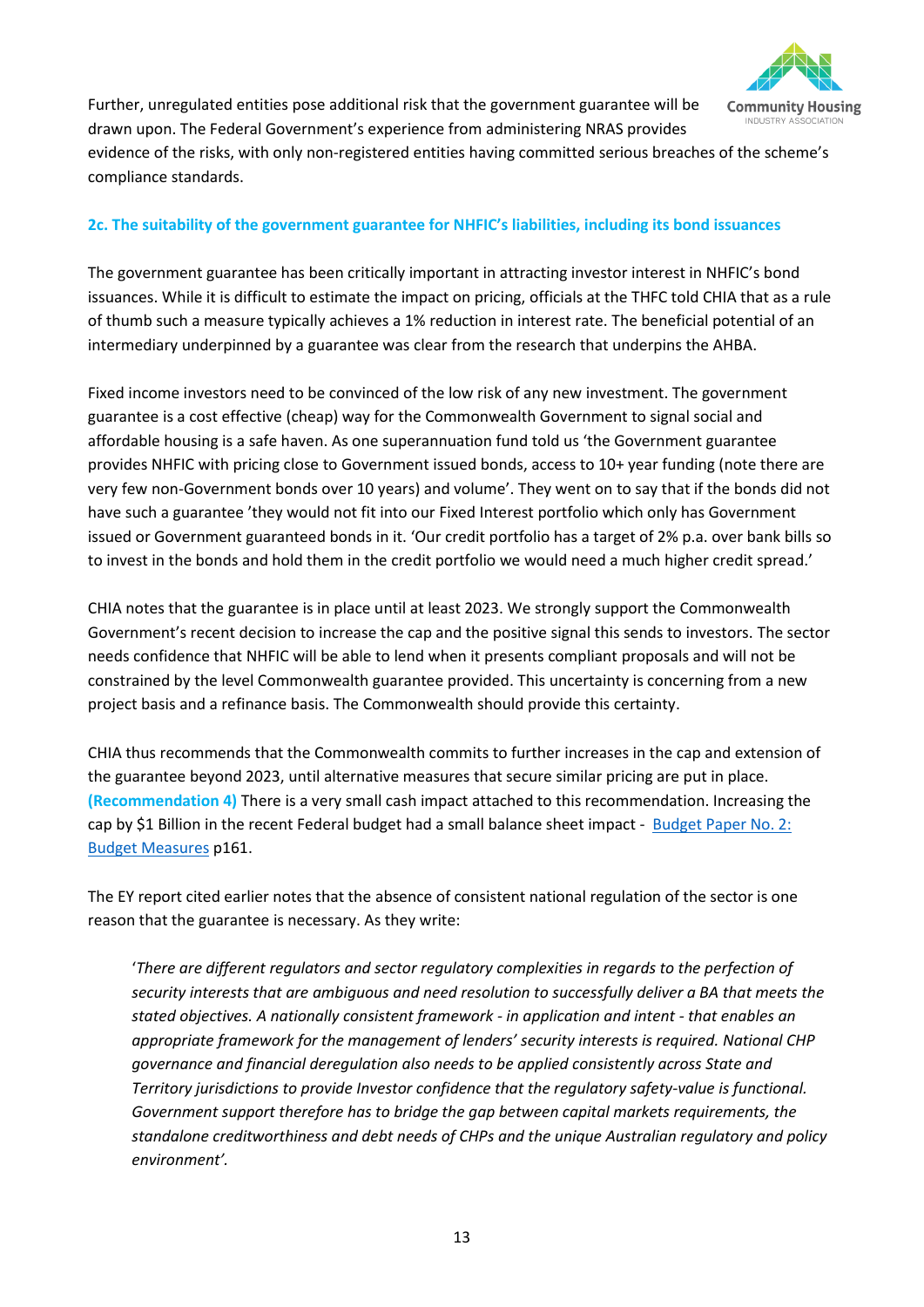Further, unregulated entities pose additional risk that the government guarantee will be drawn upon. The Federal Government's experience from administering NRAS provides evidence of the risks, with only non-registered entities having committed serious breaches of the scheme's compliance standards.

### 2c. The suitability of the government guarantee for NHFIC's liabilities, including its bond issuances

The government guarantee has been critically important in attracting investor interest in NHFIC's bond issuances. While it is difficult to estimate the impact on pricing, officials at the THFC told CHIA that as a rule of thumb such a measure typically achieves a 1% reduction in interest rate. The beneficial potential of an intermediary underpinned by a guarantee was clear from the research that underpins the AHBA.

Fixed income investors need to be convinced of the low risk of any new investment. The government guarantee is a cost effective (cheap) way for the Commonwealth Government to signal social and affordable housing is a safe haven. As one superannuation fund told us 'the Government guarantee provides NHFIC with pricing close to Government issued bonds, access to 10+ year funding (note there are very few non-Government bonds over 10 years) and volume'. They went on to say that if the bonds did not have such a guarantee 'they would not fit into our Fixed Interest portfolio which only has Government issued or Government guaranteed bonds in it. 'Our credit portfolio has a target of 2% p.a. over bank bills so to invest in the bonds and hold them in the credit portfolio we would need a much higher credit spread.'

CHIA notes that the guarantee is in place until at least 2023. We strongly support the Commonwealth Government's recent decision to increase the cap and the positive signal this sends to investors. The sector needs confidence that NHFIC will be able to lend when it presents compliant proposals and will not be constrained by the level Commonwealth guarantee provided. This uncertainty is concerning from a new project basis and a refinance basis. The Commonwealth should provide this certainty.

CHIA thus recommends that the Commonwealth commits to further increases in the cap and extension of the guarantee beyond 2023, until alternative measures that secure similar pricing are put in place. **(Recommendation 4)** There is a very small cash impact attached to this recommendation. Increasing the cap by $1 Billion in the recent Federal budget had a small balance sheet impact - Budget Paper No. 2: Budget Measures p161.

The EY report cited earlier notes that the absence of consistent national regulation of the sector is one reason that the guarantee is necessary. As they write:

> '*There are different regulators and sector regulatory complexities in regards to the perfection of security interests that are ambiguous and need resolution to successfully deliver a BA that meets the stated objectives. A nationally consistent framework - in application and intent - that enables an appropriate framework for the management of lenders' security interests is required. National CHP governance and financial deregulation also needs to be applied consistently across State and Territory jurisdictions to provide Investor confidence that the regulatory safety-value is functional. Government support therefore has to bridge the gap between capital markets requirements, the standalone creditworthiness and debt needs of CHPs and the unique Australian regulatory and policy environment'.*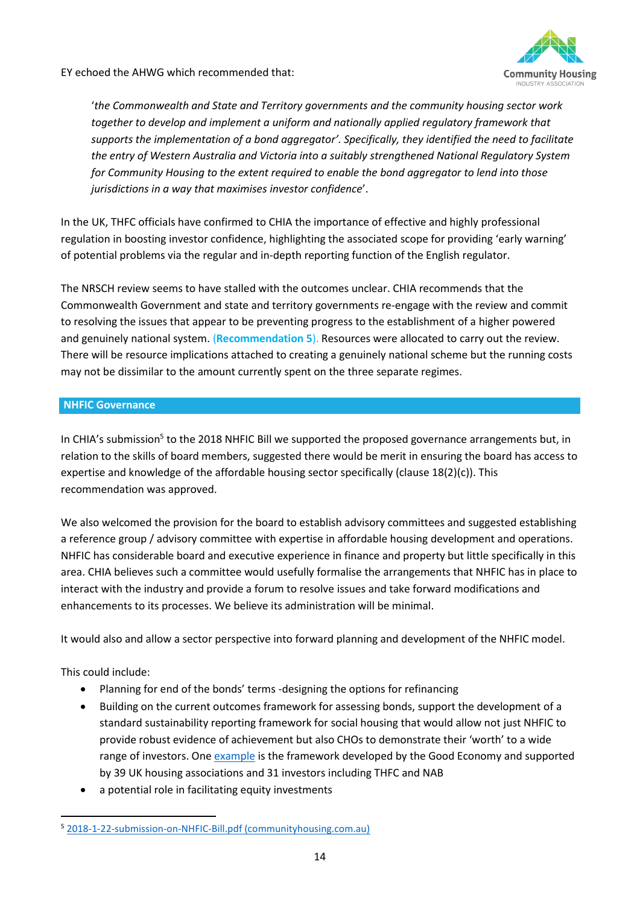EY echoed the AHWG which recommended that:

> '*the Commonwealth and State and Territory governments and the community housing sector work together to develop and implement a uniform and nationally applied regulatory framework that supports the implementation of a bond aggregator'. Specifically, they identified the need to facilitate the entry of Western Australia and Victoria into a suitably strengthened National Regulatory System for Community Housing to the extent required to enable the bond aggregator to lend into those jurisdictions in a way that maximises investor confidence*'.

In the UK, THFC officials have confirmed to CHIA the importance of effective and highly professional regulation in boosting investor confidence, highlighting the associated scope for providing 'early warning' of potential problems via the regular and in-depth reporting function of the English regulator.

The NRSCH review seems to have stalled with the outcomes unclear. CHIA recommends that the Commonwealth Government and state and territory governments re-engage with the review and commit to resolving the issues that appear to be preventing progress to the establishment of a higher powered and genuinely national system. (**Recommendation 5**). Resources were allocated to carry out the review. There will be resource implications attached to creating a genuinely national scheme but the running costs may not be dissimilar to the amount currently spent on the three separate regimes.

## NHFIC Governance

In CHIA's submission[5] to the 2018 NHFIC Bill we supported the proposed governance arrangements but, in relation to the skills of board members, suggested there would be merit in ensuring the board has access to expertise and knowledge of the affordable housing sector specifically (clause 18(2)(c)). This recommendation was approved.

We also welcomed the provision for the board to establish advisory committees and suggested establishing a reference group / advisory committee with expertise in affordable housing development and operations. NHFIC has considerable board and executive experience in finance and property but little specifically in this area. CHIA believes such a committee would usefully formalise the arrangements that NHFIC has in place to interact with the industry and provide a forum to resolve issues and take forward modifications and enhancements to its processes. We believe its administration will be minimal.

It would also and allow a sector perspective into forward planning and development of the NHFIC model.

This could include:

- Planning for end of the bonds' terms -designing the options for refinancing
- Building on the current outcomes framework for assessing bonds, support the development of a standard sustainability reporting framework for social housing that would allow not just NHFIC to provide robust evidence of achievement but also CHOs to demonstrate their 'worth' to a wide range of investors. One example is the framework developed by the Good Economy and supported by 39 UK housing associations and 31 investors including THFC and NAB
- a potential role in facilitating equity investments

[5] 2018-1-22-submission-on-NHFIC-Bill.pdf (communityhousing.com.au)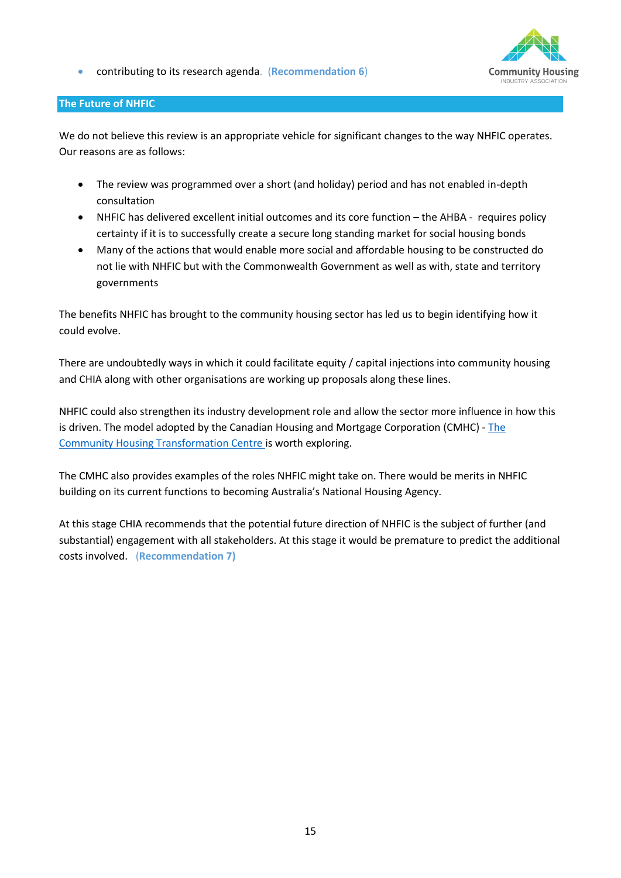- contributing to its research agenda. (**Recommendation 6**)

## The Future of NHFIC

We do not believe this review is an appropriate vehicle for significant changes to the way NHFIC operates. Our reasons are as follows:

- The review was programmed over a short (and holiday) period and has not enabled in-depth consultation
- NHFIC has delivered excellent initial outcomes and its core function – the AHBA - requires policy certainty if it is to successfully create a secure long standing market for social housing bonds
- Many of the actions that would enable more social and affordable housing to be constructed do not lie with NHFIC but with the Commonwealth Government as well as with, state and territory governments

The benefits NHFIC has brought to the community housing sector has led us to begin identifying how it could evolve.

There are undoubtedly ways in which it could facilitate equity / capital injections into community housing and CHIA along with other organisations are working up proposals along these lines.

NHFIC could also strengthen its industry development role and allow the sector more influence in how this is driven. The model adopted by the Canadian Housing and Mortgage Corporation (CMHC) - The Community Housing Transformation Centre is worth exploring.

The CMHC also provides examples of the roles NHFIC might take on. There would be merits in NHFIC building on its current functions to becoming Australia's National Housing Agency.

At this stage CHIA recommends that the potential future direction of NHFIC is the subject of further (and substantial) engagement with all stakeholders. At this stage it would be premature to predict the additional costs involved. (**Recommendation 7)**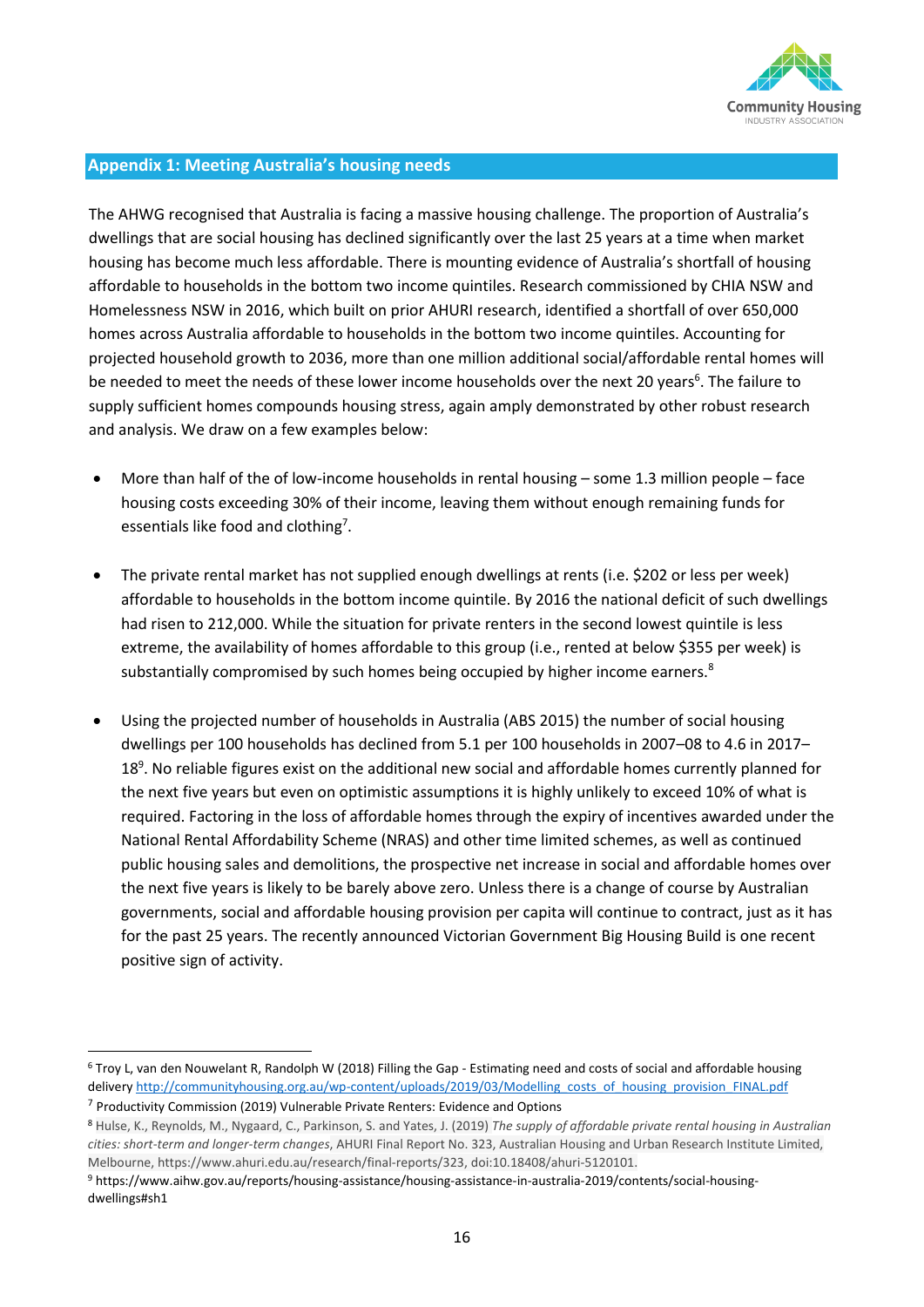## Appendix 1: Meeting Australia's housing needs

The AHWG recognised that Australia is facing a massive housing challenge. The proportion of Australia's dwellings that are social housing has declined significantly over the last 25 years at a time when market housing has become much less affordable. There is mounting evidence of Australia's shortfall of housing affordable to households in the bottom two income quintiles. Research commissioned by CHIA NSW and Homelessness NSW in 2016, which built on prior AHURI research, identified a shortfall of over 650,000 homes across Australia affordable to households in the bottom two income quintiles. Accounting for projected household growth to 2036, more than one million additional social/affordable rental homes will be needed to meet the needs of these lower income households over the next 20 years[6]. The failure to supply sufficient homes compounds housing stress, again amply demonstrated by other robust research and analysis. We draw on a few examples below:

- More than half of the of low-income households in rental housing – some 1.3 million people – face housing costs exceeding 30% of their income, leaving them without enough remaining funds for essentials like food and clothing[7].

- The private rental market has not supplied enough dwellings at rents (i.e. $202 or less per week) affordable to households in the bottom income quintile. By 2016 the national deficit of such dwellings had risen to 212,000. While the situation for private renters in the second lowest quintile is less extreme, the availability of homes affordable to this group (i.e., rented at below $355 per week) is substantially compromised by such homes being occupied by higher income earners.[8]

- Using the projected number of households in Australia (ABS 2015) the number of social housing dwellings per 100 households has declined from 5.1 per 100 households in 2007–08 to 4.6 in 2017–18[9]. No reliable figures exist on the additional new social and affordable homes currently planned for the next five years but even on optimistic assumptions it is highly unlikely to exceed 10% of what is required. Factoring in the loss of affordable homes through the expiry of incentives awarded under the National Rental Affordability Scheme (NRAS) and other time limited schemes, as well as continued public housing sales and demolitions, the prospective net increase in social and affordable homes over the next five years is likely to be barely above zero. Unless there is a change of course by Australian governments, social and affordable housing provision per capita will continue to contract, just as it has for the past 25 years. The recently announced Victorian Government Big Housing Build is one recent positive sign of activity.

---

[6] Troy L, van den Nouwelant R, Randolph W (2018) Filling the Gap - Estimating need and costs of social and affordable housing delivery http://communityhousing.org.au/wp-content/uploads/2019/03/Modelling_costs_of_housing_provision_FINAL.pdf

[7] Productivity Commission (2019) Vulnerable Private Renters: Evidence and Options

[8] Hulse, K., Reynolds, M., Nygaard, C., Parkinson, S. and Yates, J. (2019) *The supply of affordable private rental housing in Australian cities: short-term and longer-term changes*, AHURI Final Report No. 323, Australian Housing and Urban Research Institute Limited, Melbourne, https://www.ahuri.edu.au/research/final-reports/323, doi:10.18408/ahuri-5120101.

[9] https://www.aihw.gov.au/reports/housing-assistance/housing-assistance-in-australia-2019/contents/social-housing-dwellings#sh1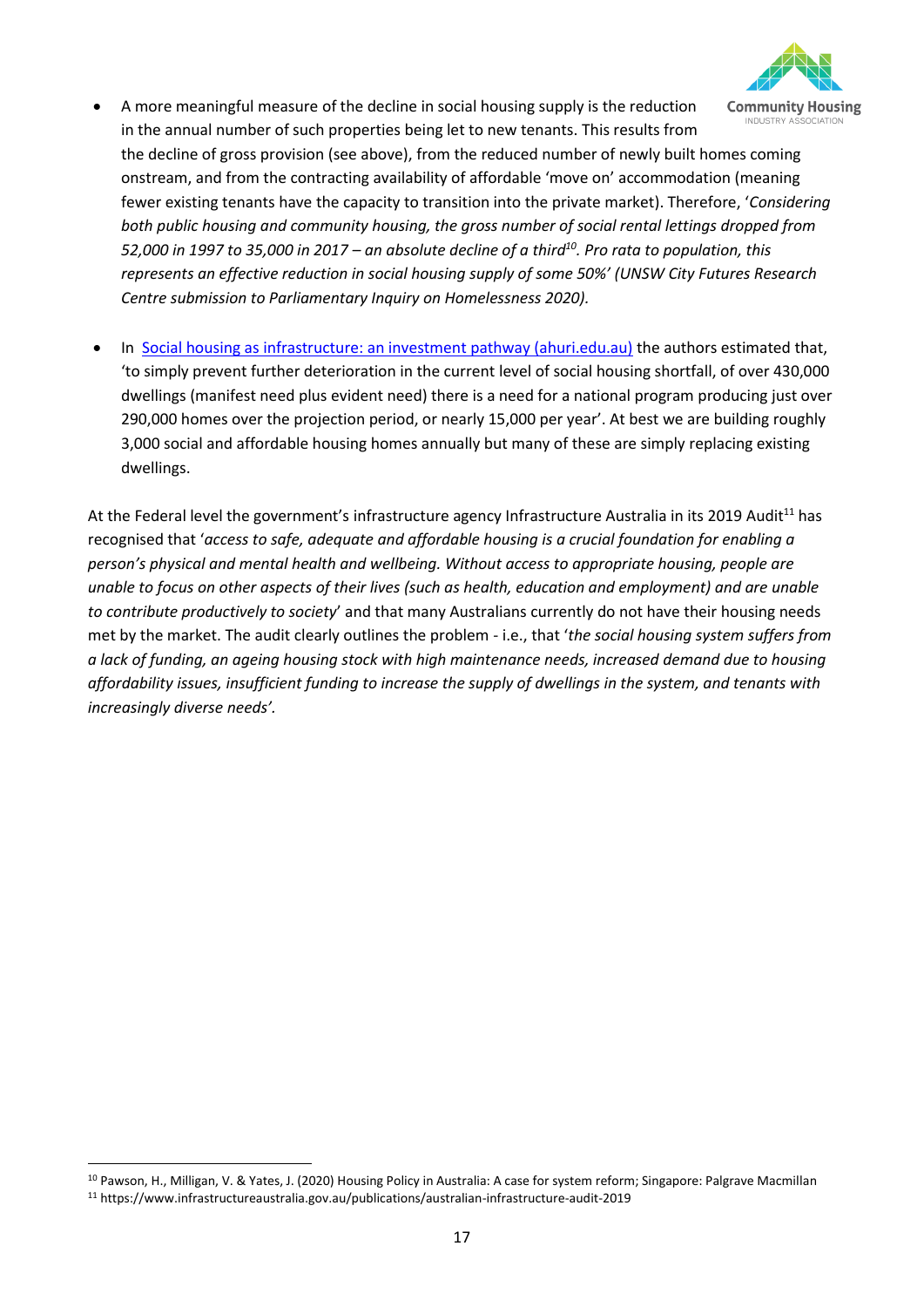- A more meaningful measure of the decline in social housing supply is the reduction in the annual number of such properties being let to new tenants. This results from the decline of gross provision (see above), from the reduced number of newly built homes coming onstream, and from the contracting availability of affordable 'move on' accommodation (meaning fewer existing tenants have the capacity to transition into the private market). Therefore, '*Considering both public housing and community housing, the gross number of social rental lettings dropped from 52,000 in 1997 to 35,000 in 2017 – an absolute decline of a third*[10]*. Pro rata to population, this represents an effective reduction in social housing supply of some 50%' (UNSW City Futures Research Centre submission to Parliamentary Inquiry on Homelessness 2020).*

- In [Social housing as infrastructure: an investment pathway (ahuri.edu.au)]() the authors estimated that, 'to simply prevent further deterioration in the current level of social housing shortfall, of over 430,000 dwellings (manifest need plus evident need) there is a need for a national program producing just over 290,000 homes over the projection period, or nearly 15,000 per year'. At best we are building roughly 3,000 social and affordable housing homes annually but many of these are simply replacing existing dwellings.

At the Federal level the government's infrastructure agency Infrastructure Australia in its 2019 Audit[11] has recognised that '*access to safe, adequate and affordable housing is a crucial foundation for enabling a person's physical and mental health and wellbeing. Without access to appropriate housing, people are unable to focus on other aspects of their lives (such as health, education and employment) and are unable to contribute productively to society*' and that many Australians currently do not have their housing needs met by the market. The audit clearly outlines the problem - i.e., that '*the social housing system suffers from a lack of funding, an ageing housing stock with high maintenance needs, increased demand due to housing affordability issues, insufficient funding to increase the supply of dwellings in the system, and tenants with increasingly diverse needs'.*

---

[10] Pawson, H., Milligan, V. & Yates, J. (2020) Housing Policy in Australia: A case for system reform; Singapore: Palgrave Macmillan

[11] https://www.infrastructureaustralia.gov.au/publications/australian-infrastructure-audit-2019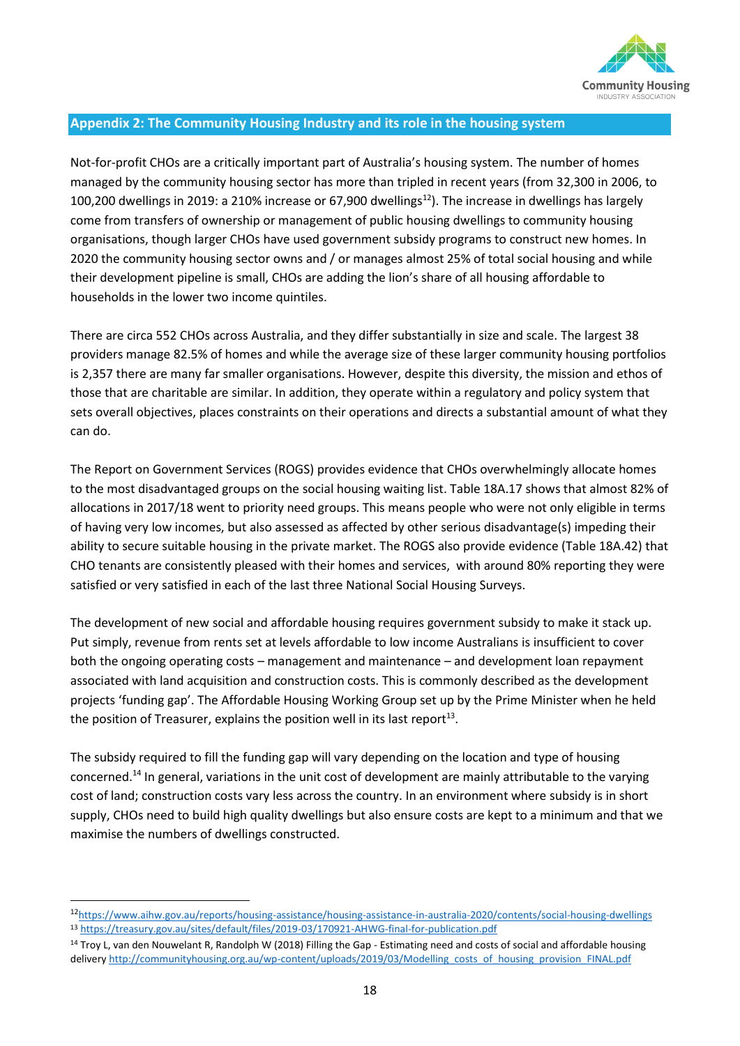## Appendix 2: The Community Housing Industry and its role in the housing system

Not-for-profit CHOs are a critically important part of Australia's housing system. The number of homes managed by the community housing sector has more than tripled in recent years (from 32,300 in 2006, to 100,200 dwellings in 2019: a 210% increase or 67,900 dwellings[12]). The increase in dwellings has largely come from transfers of ownership or management of public housing dwellings to community housing organisations, though larger CHOs have used government subsidy programs to construct new homes. In 2020 the community housing sector owns and / or manages almost 25% of total social housing and while their development pipeline is small, CHOs are adding the lion's share of all housing affordable to households in the lower two income quintiles.

There are circa 552 CHOs across Australia, and they differ substantially in size and scale. The largest 38 providers manage 82.5% of homes and while the average size of these larger community housing portfolios is 2,357 there are many far smaller organisations. However, despite this diversity, the mission and ethos of those that are charitable are similar. In addition, they operate within a regulatory and policy system that sets overall objectives, places constraints on their operations and directs a substantial amount of what they can do.

The Report on Government Services (ROGS) provides evidence that CHOs overwhelmingly allocate homes to the most disadvantaged groups on the social housing waiting list. Table 18A.17 shows that almost 82% of allocations in 2017/18 went to priority need groups. This means people who were not only eligible in terms of having very low incomes, but also assessed as affected by other serious disadvantage(s) impeding their ability to secure suitable housing in the private market. The ROGS also provide evidence (Table 18A.42) that CHO tenants are consistently pleased with their homes and services, with around 80% reporting they were satisfied or very satisfied in each of the last three National Social Housing Surveys.

The development of new social and affordable housing requires government subsidy to make it stack up. Put simply, revenue from rents set at levels affordable to low income Australians is insufficient to cover both the ongoing operating costs – management and maintenance – and development loan repayment associated with land acquisition and construction costs. This is commonly described as the development projects 'funding gap'. The Affordable Housing Working Group set up by the Prime Minister when he held the position of Treasurer, explains the position well in its last report[13].

The subsidy required to fill the funding gap will vary depending on the location and type of housing concerned.[14] In general, variations in the unit cost of development are mainly attributable to the varying cost of land; construction costs vary less across the country. In an environment where subsidy is in short supply, CHOs need to build high quality dwellings but also ensure costs are kept to a minimum and that we maximise the numbers of dwellings constructed.

---

[12] https://www.aihw.gov.au/reports/housing-assistance/housing-assistance-in-australia-2020/contents/social-housing-dwellings

[13] https://treasury.gov.au/sites/default/files/2019-03/170921-AHWG-final-for-publication.pdf

[14] Troy L, van den Nouwelant R, Randolph W (2018) Filling the Gap - Estimating need and costs of social and affordable housing delivery http://communityhousing.org.au/wp-content/uploads/2019/03/Modelling_costs_of_housing_provision_FINAL.pdf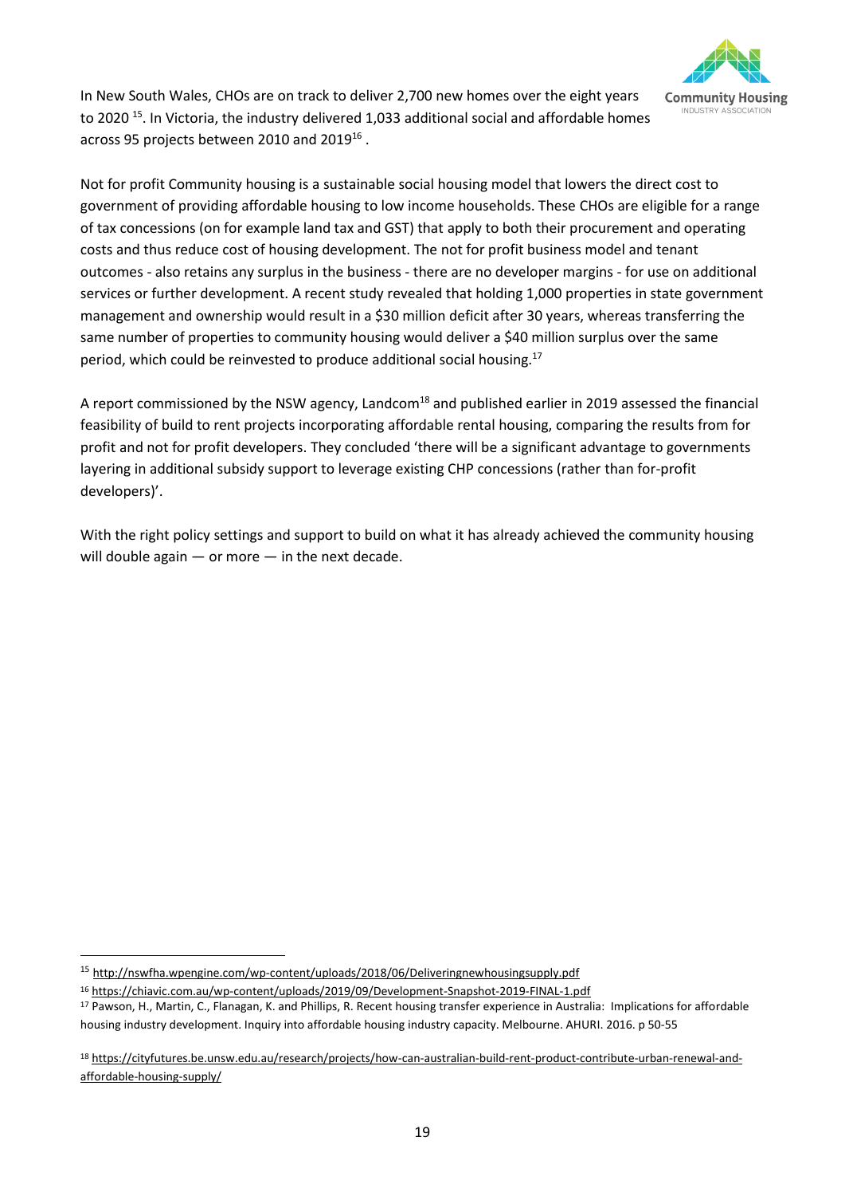In New South Wales, CHOs are on track to deliver 2,700 new homes over the eight years to 2020 [15]. In Victoria, the industry delivered 1,033 additional social and affordable homes across 95 projects between 2010 and 2019[16] .

Not for profit Community housing is a sustainable social housing model that lowers the direct cost to government of providing affordable housing to low income households. These CHOs are eligible for a range of tax concessions (on for example land tax and GST) that apply to both their procurement and operating costs and thus reduce cost of housing development. The not for profit business model and tenant outcomes - also retains any surplus in the business - there are no developer margins - for use on additional services or further development. A recent study revealed that holding 1,000 properties in state government management and ownership would result in a $30 million deficit after 30 years, whereas transferring the same number of properties to community housing would deliver a $40 million surplus over the same period, which could be reinvested to produce additional social housing.[17]

A report commissioned by the NSW agency, Landcom[18] and published earlier in 2019 assessed the financial feasibility of build to rent projects incorporating affordable rental housing, comparing the results from for profit and not for profit developers. They concluded 'there will be a significant advantage to governments layering in additional subsidy support to leverage existing CHP concessions (rather than for-profit developers)'.

With the right policy settings and support to build on what it has already achieved the community housing will double again — or more — in the next decade.

---

[15] http://nswfha.wpengine.com/wp-content/uploads/2018/06/Deliveringnewhousingsupply.pdf

[16] https://chiavic.com.au/wp-content/uploads/2019/09/Development-Snapshot-2019-FINAL-1.pdf

[17] Pawson, H., Martin, C., Flanagan, K. and Phillips, R. Recent housing transfer experience in Australia: Implications for affordable housing industry development. Inquiry into affordable housing industry capacity. Melbourne. AHURI. 2016. p 50-55

[18] https://cityfutures.be.unsw.edu.au/research/projects/how-can-australian-build-rent-product-contribute-urban-renewal-and-affordable-housing-supply/